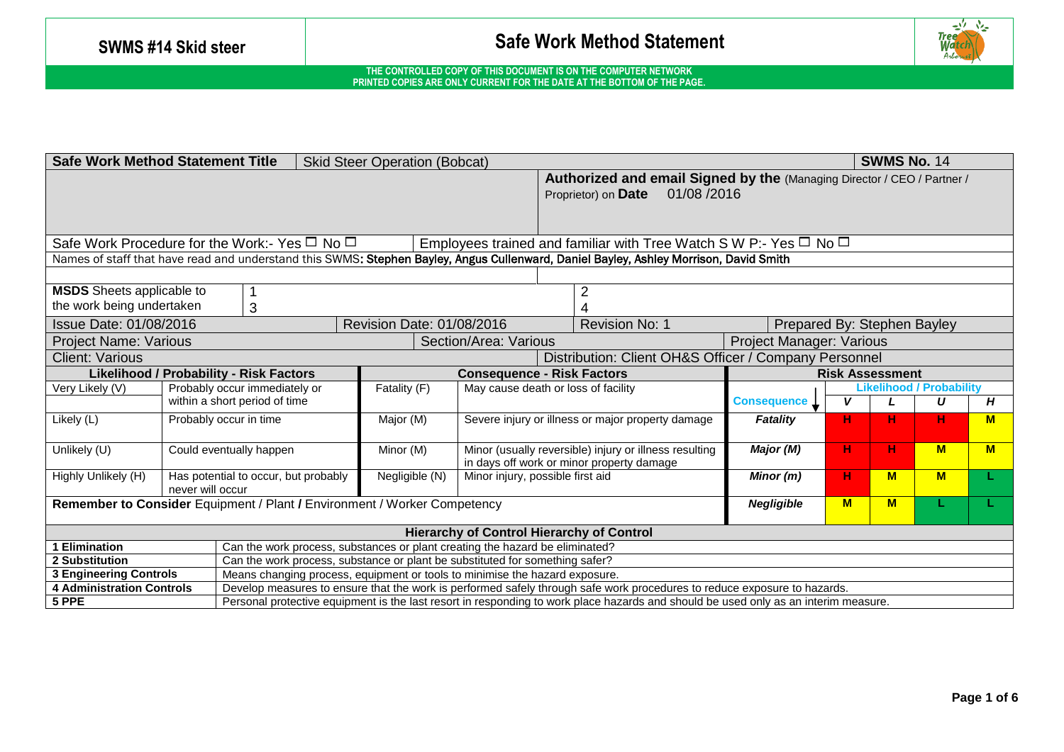**SWMS #14 Skid steer**

# Safe Work Method Statement

**THE CONTROLLED COPY OF THIS DOCUMENT IS ON THE COMPUTER NETWORK**
**PRINTED COPIES ARE ONLY CURRENT FOR THE DATE AT THE BOTTOM OF THE PAGE.**

| **Safe Work Method Statement Title** | Skid Steer Operation (Bobcat) | **SWMS No.** 14 |
|---|---|---|
| | **Authorized and email Signed by the** (Managing Director / CEO / Partner / Proprietor) on **Date** 01/08 /2016 | |
| Safe Work Procedure for the Work:- Yes ☐ No ☐ | Employees trained and familiar with Tree Watch S W P:- Yes ☐ No ☐ | |
| Names of staff that have read and understand this SWMS: **Stephen Bayley, Angus Cullenward, Daniel Bayley, Ashley Morrison, David Smith** | | |

| **MSDS** Sheets applicable to the work being undertaken | 1 | 2 |
|---|---|---|
| | 3 | 4 |

| Issue Date: 01/08/2016 | Revision Date: 01/08/2016 | Revision No: 1 | Prepared By: Stephen Bayley |
|---|---|---|---|
| Project Name: Various | Section/Area: Various | | Project Manager: Various |
| Client: Various | Distribution: Client OH&S Officer / Company Personnel | | |

| **Likelihood / Probability - Risk Factors** | | **Consequence - Risk Factors** | | **Risk Assessment** | | | | |
|---|---|---|---|---|---|---|---|---|
| | | | | **Consequence ↓** | **Likelihood / Probability** | | | |
| | | | | | **V** | **L** | **U** | **H** |
| Very Likely (V) | Probably occur immediately or within a short period of time | Fatality (F) | May cause death or loss of facility | **Fatality** | H | H | H | M |
| Likely (L) | Probably occur in time | Major (M) | Severe injury or illness or major property damage | **Major (M)** | H | H | M | M |
| Unlikely (U) | Could eventually happen | Minor (M) | Minor (usually reversible) injury or illness resulting in days off work or minor property damage | **Minor (m)** | H | M | M | L |
| Highly Unlikely (H) | Has potential to occur, but probably never will occur | Negligible (N) | Minor injury, possible first aid | **Negligible** | M | M | L | L |

**Remember to Consider** Equipment / Plant / Environment / Worker Competency

| **Hierarchy of Control Hierarchy of Control** | |
|---|---|
| **1 Elimination** | Can the work process, substances or plant creating the hazard be eliminated? |
| **2 Substitution** | Can the work process, substance or plant be substituted for something safer? |
| **3 Engineering Controls** | Means changing process, equipment or tools to minimise the hazard exposure. |
| **4 Administration Controls** | Develop measures to ensure that the work is performed safely through safe work procedures to reduce exposure to hazards. |
| **5 PPE** | Personal protective equipment is the last resort in responding to work place hazards and should be used only as an interim measure. |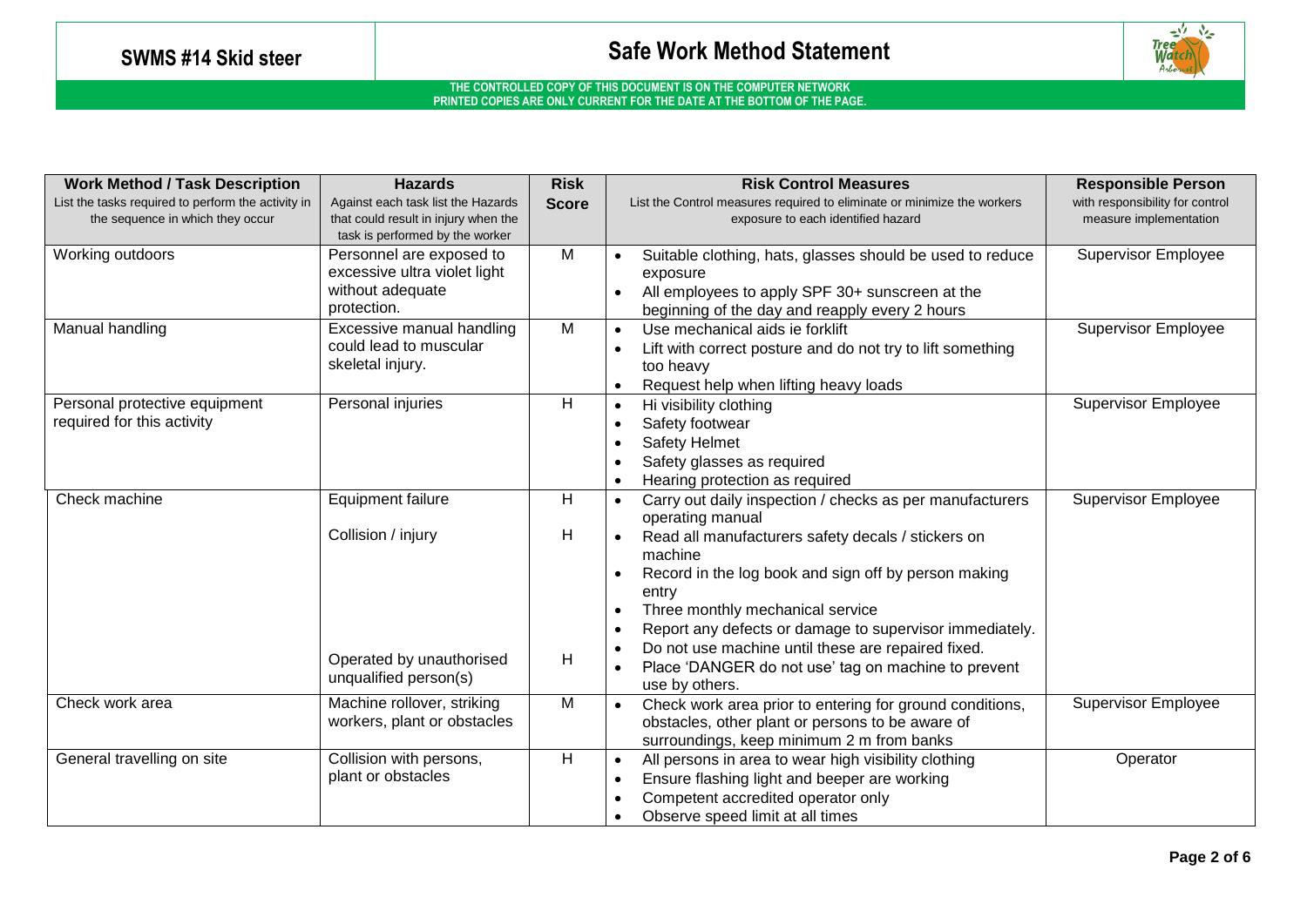# SWMS #14 Skid steer

## Safe Work Method Statement

**THE CONTROLLED COPY OF THIS DOCUMENT IS ON THE COMPUTER NETWORK**
**PRINTED COPIES ARE ONLY CURRENT FOR THE DATE AT THE BOTTOM OF THE PAGE.**

| **Work Method / Task Description**<br>List the tasks required to perform the activity in the sequence in which they occur | **Hazards**<br>Against each task list the Hazards that could result in injury when the task is performed by the worker | **Risk Score** | **Risk Control Measures**<br>List the Control measures required to eliminate or minimize the workers exposure to each identified hazard | **Responsible Person**<br>with responsibility for control measure implementation |
|---|---|---|---|---|
| Working outdoors | Personnel are exposed to excessive ultra violet light without adequate protection. | M | • Suitable clothing, hats, glasses should be used to reduce exposure<br>• All employees to apply SPF 30+ sunscreen at the beginning of the day and reapply every 2 hours | Supervisor Employee |
| Manual handling | Excessive manual handling could lead to muscular skeletal injury. | M | • Use mechanical aids ie forklift<br>• Lift with correct posture and do not try to lift something too heavy<br>• Request help when lifting heavy loads | Supervisor Employee |
| Personal protective equipment required for this activity | Personal injuries | H | • Hi visibility clothing<br>• Safety footwear<br>• Safety Helmet<br>• Safety glasses as required<br>• Hearing protection as required | Supervisor Employee |
| Check machine | Equipment failure<br><br>Collision / injury<br><br>Operated by unauthorised unqualified person(s) | H<br><br>H<br><br>H | • Carry out daily inspection / checks as per manufacturers operating manual<br>• Read all manufacturers safety decals / stickers on machine<br>• Record in the log book and sign off by person making entry<br>• Three monthly mechanical service<br>• Report any defects or damage to supervisor immediately.<br>• Do not use machine until these are repaired fixed.<br>• Place 'DANGER do not use' tag on machine to prevent use by others. | Supervisor Employee |
| Check work area | Machine rollover, striking workers, plant or obstacles | M | • Check work area prior to entering for ground conditions, obstacles, other plant or persons to be aware of surroundings, keep minimum 2 m from banks | Supervisor Employee |
| General travelling on site | Collision with persons, plant or obstacles | H | • All persons in area to wear high visibility clothing<br>• Ensure flashing light and beeper are working<br>• Competent accredited operator only<br>• Observe speed limit at all times | Operator |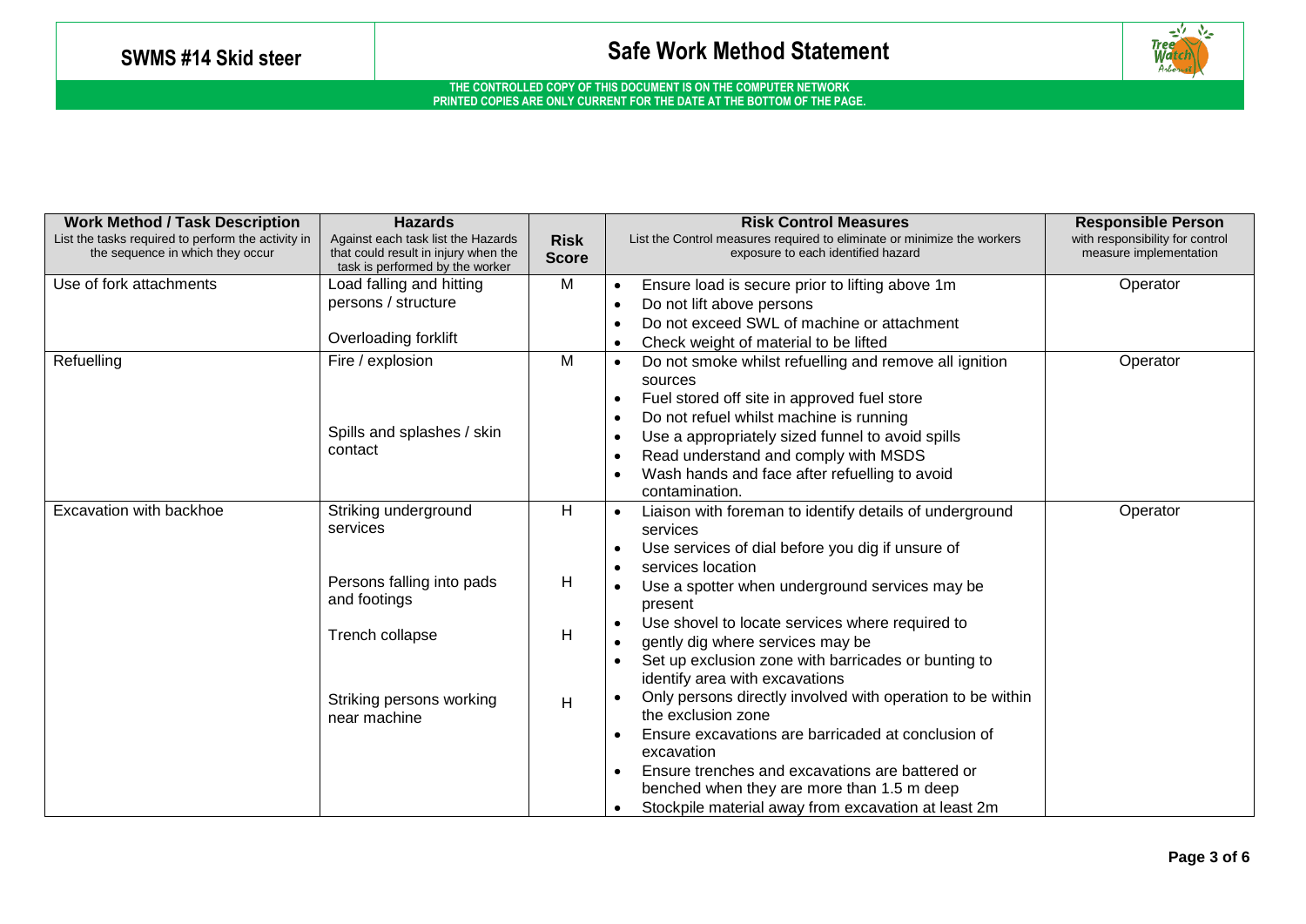| **Work Method / Task Description** List the tasks required to perform the activity in the sequence in which they occur | **Hazards** Against each task list the Hazards that could result in injury when the task is performed by the worker | **Risk Score** | **Risk Control Measures** List the Control measures required to eliminate or minimize the workers exposure to each identified hazard | **Responsible Person** with responsibility for control measure implementation |
|---|---|---|---|---|
| Use of fork attachments | Load falling and hitting persons / structure<br><br>Overloading forklift | M | • Ensure load is secure prior to lifting above 1m<br>• Do not lift above persons<br>• Do not exceed SWL of machine or attachment<br>• Check weight of material to be lifted | Operator |
| Refuelling | Fire / explosion<br><br>Spills and splashes / skin contact | M | • Do not smoke whilst refuelling and remove all ignition sources<br>• Fuel stored off site in approved fuel store<br>• Do not refuel whilst machine is running<br>• Use a appropriately sized funnel to avoid spills<br>• Read understand and comply with MSDS<br>• Wash hands and face after refuelling to avoid contamination. | Operator |
| Excavation with backhoe | Striking underground services<br><br>Persons falling into pads and footings<br><br>Trench collapse<br><br>Striking persons working near machine | H<br><br>H<br><br>H<br><br>H | • Liaison with foreman to identify details of underground services<br>• Use services of dial before you dig if unsure of<br>• services location<br>• Use a spotter when underground services may be present<br>• Use shovel to locate services where required to<br>• gently dig where services may be<br>• Set up exclusion zone with barricades or bunting to identify area with excavations<br>• Only persons directly involved with operation to be within the exclusion zone<br>• Ensure excavations are barricaded at conclusion of excavation<br>• Ensure trenches and excavations are battered or benched when they are more than 1.5 m deep<br>• Stockpile material away from excavation at least 2m | Operator |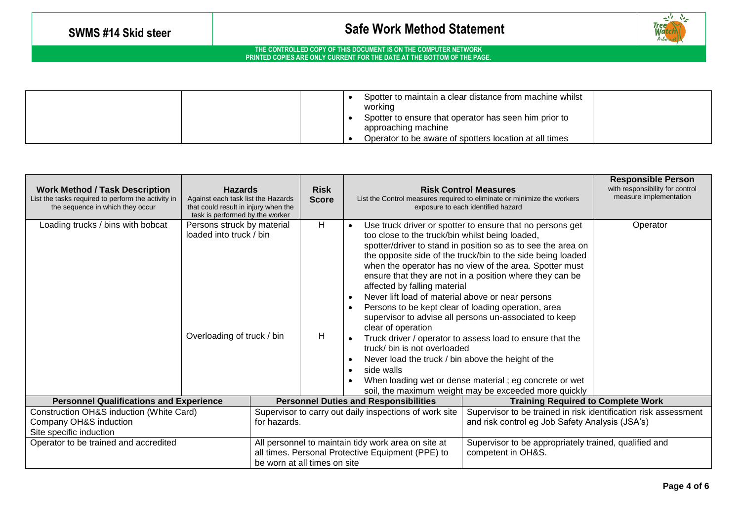| | | | | |
|---|---|---|---|---|
| | | | • Spotter to maintain a clear distance from machine whilst working<br>• Spotter to ensure that operator has seen him prior to approaching machine<br>• Operator to be aware of spotters location at all times | |

| **Work Method / Task Description**<br>List the tasks required to perform the activity in the sequence in which they occur | **Hazards**<br>Against each task list the Hazards that could result in injury when the task is performed by the worker | **Risk Score** | **Risk Control Measures**<br>List the Control measures required to eliminate or minimize the workers exposure to each identified hazard | **Responsible Person**<br>with responsibility for control measure implementation |
|---|---|---|---|---|
| Loading trucks / bins with bobcat | Persons struck by material loaded into truck / bin | H | • Use truck driver or spotter to ensure that no persons get too close to the truck/bin whilst being loaded, spotter/driver to stand in position so as to see the area on the opposite side of the truck/bin to the side being loaded when the operator has no view of the area. Spotter must ensure that they are not in a position where they can be affected by falling material<br>• Never lift load of material above or near persons<br>• Persons to be kept clear of loading operation, area supervisor to advise all persons un-associated to keep clear of operation | Operator |
| | Overloading of truck / bin | H | • Truck driver / operator to assess load to ensure that the truck/ bin is not overloaded<br>• Never load the truck / bin above the height of the<br>• side walls<br>• When loading wet or dense material ; eg concrete or wet soil, the maximum weight may be exceeded more quickly | |

| **Personnel Qualifications and Experience** | **Personnel Duties and Responsibilities** | **Training Required to Complete Work** |
|---|---|---|
| Construction OH&S induction (White Card)<br>Company OH&S induction<br>Site specific induction | Supervisor to carry out daily inspections of work site for hazards. | Supervisor to be trained in risk identification risk assessment and risk control eg Job Safety Analysis (JSA's) |
| Operator to be trained and accredited | All personnel to maintain tidy work area on site at all times. Personal Protective Equipment (PPE) to be worn at all times on site | Supervisor to be appropriately trained, qualified and competent in OH&S. |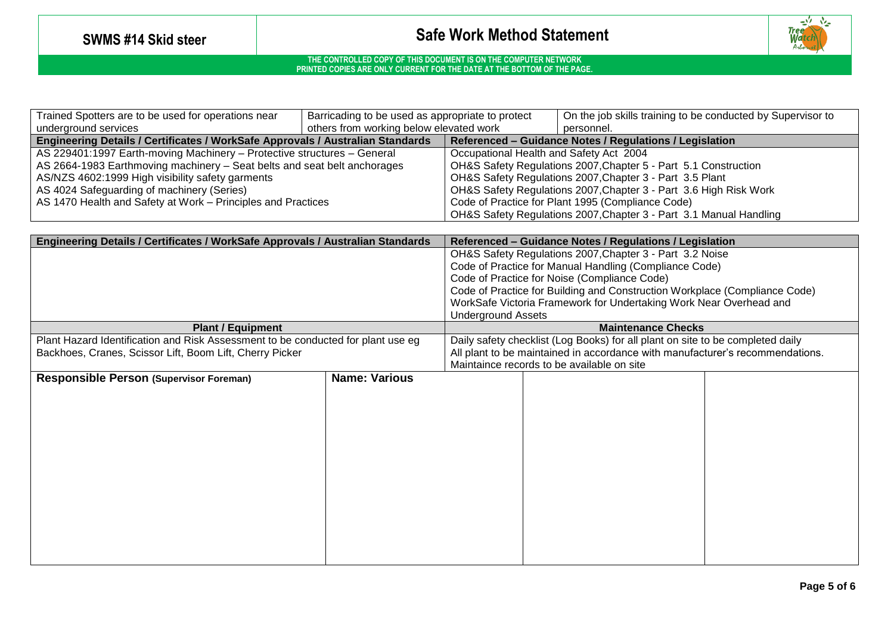| Trained Spotters are to be used for operations near underground services | Barricading to be used as appropriate to protect others from working below elevated work | On the job skills training to be conducted by Supervisor to personnel. |
|---|---|---|

| Engineering Details / Certificates / WorkSafe Approvals / Australian Standards | Referenced – Guidance Notes / Regulations / Legislation |
|---|---|
| AS 229401:1997 Earth-moving Machinery – Protective structures – General | Occupational Health and Safety Act 2004 |
| AS 2664-1983 Earthmoving machinery – Seat belts and seat belt anchorages | OH&S Safety Regulations 2007,Chapter 5 - Part 5.1 Construction |
| AS/NZS 4602:1999 High visibility safety garments | OH&S Safety Regulations 2007,Chapter 3 - Part 3.5 Plant |
| AS 4024 Safeguarding of machinery (Series) | OH&S Safety Regulations 2007,Chapter 3 - Part 3.6 High Risk Work |
| AS 1470 Health and Safety at Work – Principles and Practices | Code of Practice for Plant 1995 (Compliance Code) |
| | OH&S Safety Regulations 2007,Chapter 3 - Part 3.1 Manual Handling |

| Engineering Details / Certificates / WorkSafe Approvals / Australian Standards | Referenced – Guidance Notes / Regulations / Legislation |
|---|---|
| | OH&S Safety Regulations 2007,Chapter 3 - Part 3.2 Noise<br>Code of Practice for Manual Handling (Compliance Code)<br>Code of Practice for Noise (Compliance Code)<br>Code of Practice for Building and Construction Workplace (Compliance Code)<br>WorkSafe Victoria Framework for Undertaking Work Near Overhead and Underground Assets |
| **Plant / Equipment** | **Maintenance Checks** |
| Plant Hazard Identification and Risk Assessment to be conducted for plant use eg Backhoes, Cranes, Scissor Lift, Boom Lift, Cherry Picker | Daily safety checklist (Log Books) for all plant on site to be completed daily<br>All plant to be maintained in accordance with manufacturer's recommendations.<br>Maintaince records to be available on site |

| Responsible Person (Supervisor Foreman) | Name: Various | | | |
|---|---|---|---|---|
| | | | | |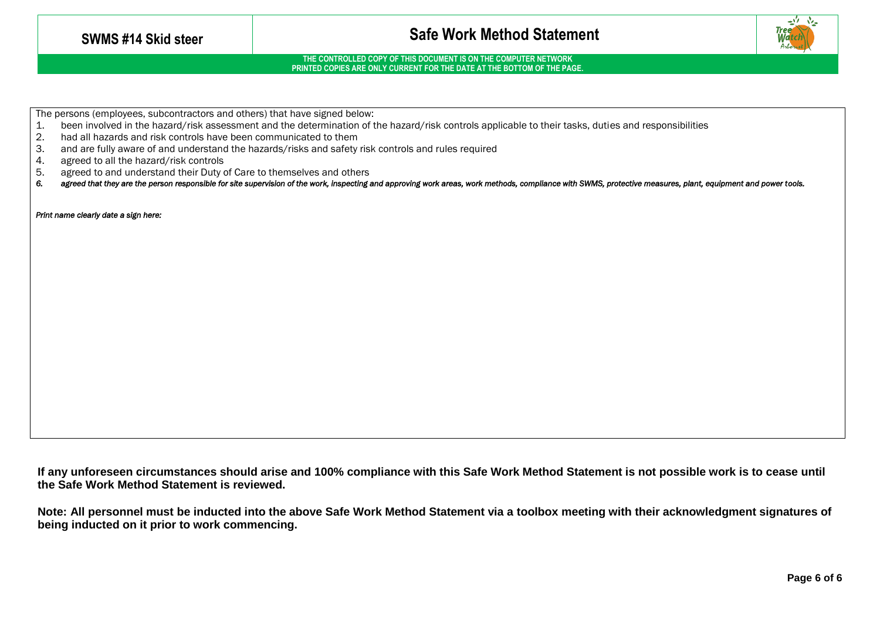The persons (employees, subcontractors and others) that have signed below:

1. been involved in the hazard/risk assessment and the determination of the hazard/risk controls applicable to their tasks, duties and responsibilities
2. had all hazards and risk controls have been communicated to them
3. and are fully aware of and understand the hazards/risks and safety risk controls and rules required
4. agreed to all the hazard/risk controls
5. agreed to and understand their Duty of Care to themselves and others
6. *agreed that they are the person responsible for site supervision of the work, inspecting and approving work areas, work methods, compliance with SWMS, protective measures, plant, equipment and power tools.*

*Print name clearly date a sign here:*

**If any unforeseen circumstances should arise and 100% compliance with this Safe Work Method Statement is not possible work is to cease until the Safe Work Method Statement is reviewed.**

**Note: All personnel must be inducted into the above Safe Work Method Statement via a toolbox meeting with their acknowledgment signatures of being inducted on it prior to work commencing.**